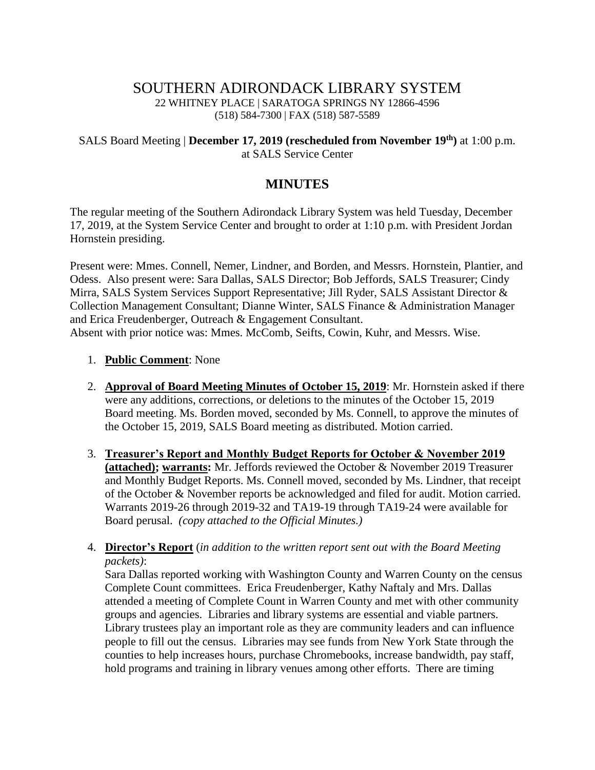# SOUTHERN ADIRONDACK LIBRARY SYSTEM

22 WHITNEY PLACE | SARATOGA SPRINGS NY 12866-4596
(518) 584-7300 | FAX (518) 587-5589

SALS Board Meeting | **December 17, 2019 (rescheduled from November 19th)** at 1:00 p.m. at SALS Service Center

## MINUTES

The regular meeting of the Southern Adirondack Library System was held Tuesday, December 17, 2019, at the System Service Center and brought to order at 1:10 p.m. with President Jordan Hornstein presiding.

Present were: Mmes. Connell, Nemer, Lindner, and Borden, and Messrs. Hornstein, Plantier, and Odess. Also present were: Sara Dallas, SALS Director; Bob Jeffords, SALS Treasurer; Cindy Mirra, SALS System Services Support Representative; Jill Ryder, SALS Assistant Director & Collection Management Consultant; Dianne Winter, SALS Finance & Administration Manager and Erica Freudenberger, Outreach & Engagement Consultant.
Absent with prior notice was: Mmes. McComb, Seifts, Cowin, Kuhr, and Messrs. Wise.

1. **Public Comment**: None

2. **Approval of Board Meeting Minutes of October 15, 2019**: Mr. Hornstein asked if there were any additions, corrections, or deletions to the minutes of the October 15, 2019 Board meeting. Ms. Borden moved, seconded by Ms. Connell, to approve the minutes of the October 15, 2019, SALS Board meeting as distributed. Motion carried.

3. **Treasurer's Report and Monthly Budget Reports for October & November 2019 (attached); warrants:** Mr. Jeffords reviewed the October & November 2019 Treasurer and Monthly Budget Reports. Ms. Connell moved, seconded by Ms. Lindner, that receipt of the October & November reports be acknowledged and filed for audit. Motion carried. Warrants 2019-26 through 2019-32 and TA19-19 through TA19-24 were available for Board perusal. *(copy attached to the Official Minutes.)*

4. **Director's Report** (*in addition to the written report sent out with the Board Meeting packets)*:
   Sara Dallas reported working with Washington County and Warren County on the census Complete Count committees. Erica Freudenberger, Kathy Naftaly and Mrs. Dallas attended a meeting of Complete Count in Warren County and met with other community groups and agencies. Libraries and library systems are essential and viable partners. Library trustees play an important role as they are community leaders and can influence people to fill out the census. Libraries may see funds from New York State through the counties to help increases hours, purchase Chromebooks, increase bandwidth, pay staff, hold programs and training in library venues among other efforts. There are timing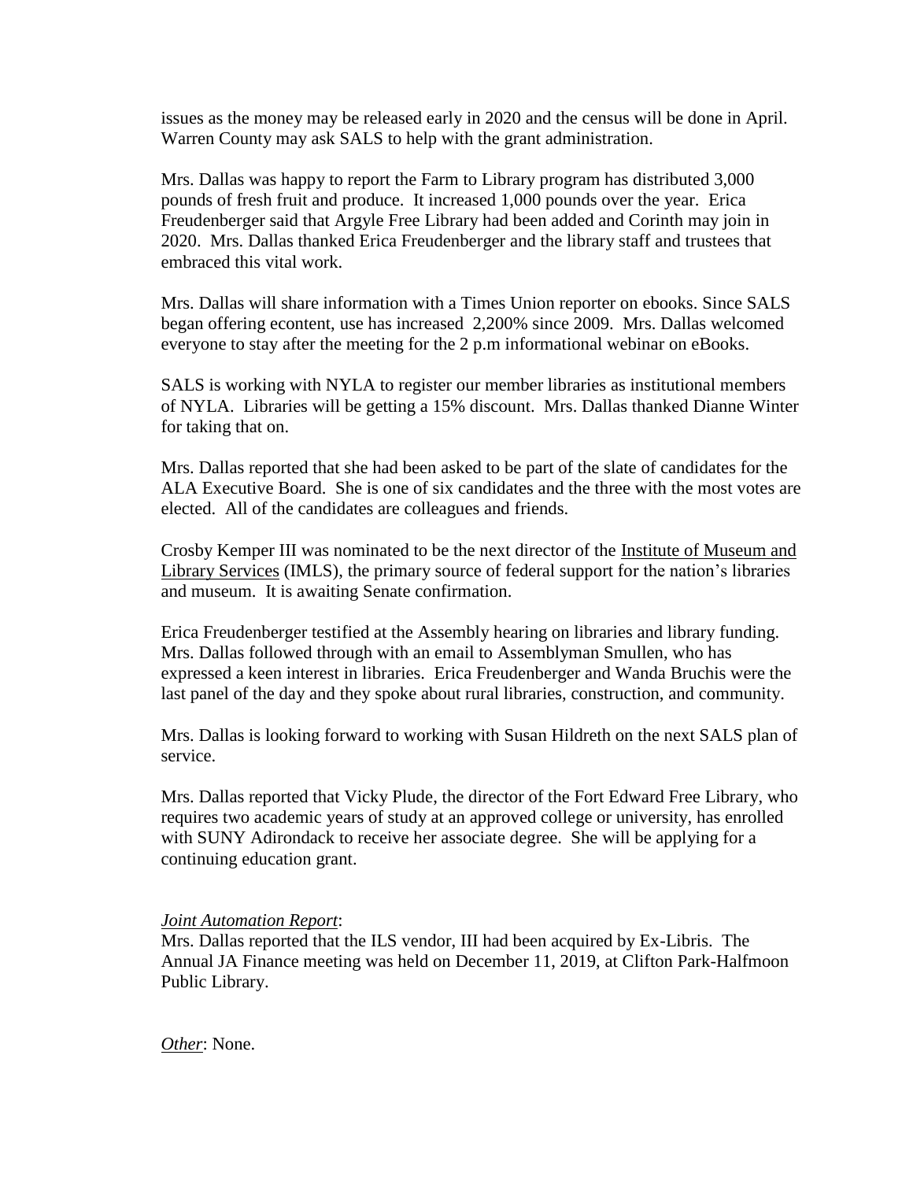issues as the money may be released early in 2020 and the census will be done in April. Warren County may ask SALS to help with the grant administration.

Mrs. Dallas was happy to report the Farm to Library program has distributed 3,000 pounds of fresh fruit and produce. It increased 1,000 pounds over the year. Erica Freudenberger said that Argyle Free Library had been added and Corinth may join in 2020. Mrs. Dallas thanked Erica Freudenberger and the library staff and trustees that embraced this vital work.

Mrs. Dallas will share information with a Times Union reporter on ebooks. Since SALS began offering econtent, use has increased 2,200% since 2009. Mrs. Dallas welcomed everyone to stay after the meeting for the 2 p.m informational webinar on eBooks.

SALS is working with NYLA to register our member libraries as institutional members of NYLA. Libraries will be getting a 15% discount. Mrs. Dallas thanked Dianne Winter for taking that on.

Mrs. Dallas reported that she had been asked to be part of the slate of candidates for the ALA Executive Board. She is one of six candidates and the three with the most votes are elected. All of the candidates are colleagues and friends.

Crosby Kemper III was nominated to be the next director of the Institute of Museum and Library Services (IMLS), the primary source of federal support for the nation's libraries and museum. It is awaiting Senate confirmation.

Erica Freudenberger testified at the Assembly hearing on libraries and library funding. Mrs. Dallas followed through with an email to Assemblyman Smullen, who has expressed a keen interest in libraries. Erica Freudenberger and Wanda Bruchis were the last panel of the day and they spoke about rural libraries, construction, and community.

Mrs. Dallas is looking forward to working with Susan Hildreth on the next SALS plan of service.

Mrs. Dallas reported that Vicky Plude, the director of the Fort Edward Free Library, who requires two academic years of study at an approved college or university, has enrolled with SUNY Adirondack to receive her associate degree. She will be applying for a continuing education grant.

*Joint Automation Report*:
Mrs. Dallas reported that the ILS vendor, III had been acquired by Ex-Libris. The Annual JA Finance meeting was held on December 11, 2019, at Clifton Park-Halfmoon Public Library.

*Other*: None.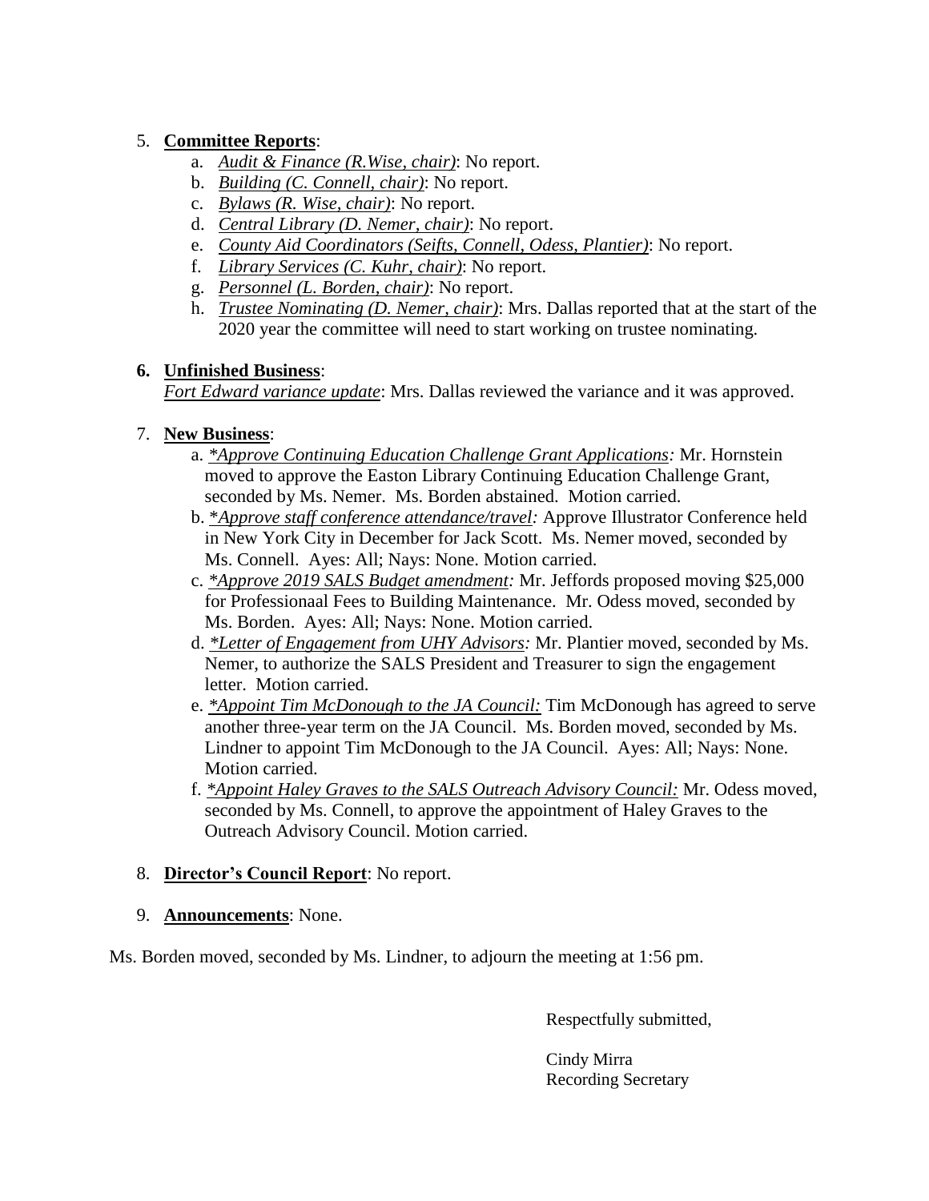5. **Committee Reports**:
    a. *Audit & Finance (R.Wise, chair)*: No report.
    b. *Building (C. Connell, chair)*: No report.
    c. *Bylaws (R. Wise, chair)*: No report.
    d. *Central Library (D. Nemer, chair)*: No report.
    e. *County Aid Coordinators (Seifts, Connell, Odess, Plantier)*: No report.
    f. *Library Services (C. Kuhr, chair)*: No report.
    g. *Personnel (L. Borden, chair)*: No report.
    h. *Trustee Nominating (D. Nemer, chair)*: Mrs. Dallas reported that at the start of the 2020 year the committee will need to start working on trustee nominating.

6. **Unfinished Business**:
   *Fort Edward variance update*: Mrs. Dallas reviewed the variance and it was approved.

7. **New Business**:
    a. *\*Approve Continuing Education Challenge Grant Applications:* Mr. Hornstein moved to approve the Easton Library Continuing Education Challenge Grant, seconded by Ms. Nemer. Ms. Borden abstained. Motion carried.
    b. *\*Approve staff conference attendance/travel:* Approve Illustrator Conference held in New York City in December for Jack Scott. Ms. Nemer moved, seconded by Ms. Connell. Ayes: All; Nays: None. Motion carried.
    c. *\*Approve 2019 SALS Budget amendment:* Mr. Jeffords proposed moving $25,000 for Professionaal Fees to Building Maintenance. Mr. Odess moved, seconded by Ms. Borden. Ayes: All; Nays: None. Motion carried.
    d. *\*Letter of Engagement from UHY Advisors:* Mr. Plantier moved, seconded by Ms. Nemer, to authorize the SALS President and Treasurer to sign the engagement letter. Motion carried.
    e. *\*Appoint Tim McDonough to the JA Council:* Tim McDonough has agreed to serve another three-year term on the JA Council. Ms. Borden moved, seconded by Ms. Lindner to appoint Tim McDonough to the JA Council. Ayes: All; Nays: None. Motion carried.
    f. *\*Appoint Haley Graves to the SALS Outreach Advisory Council:* Mr. Odess moved, seconded by Ms. Connell, to approve the appointment of Haley Graves to the Outreach Advisory Council. Motion carried.

8. **Director's Council Report**: No report.

9. **Announcements**: None.

Ms. Borden moved, seconded by Ms. Lindner, to adjourn the meeting at 1:56 pm.

Respectfully submitted,

Cindy Mirra
Recording Secretary